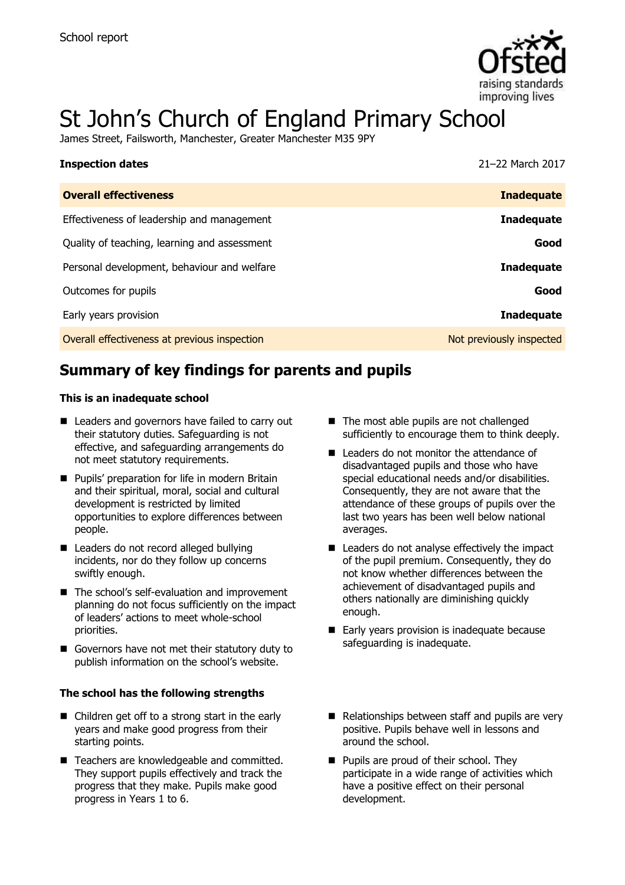School report

# St John's Church of England Primary School

James Street, Failsworth, Manchester, Greater Manchester M35 9PY

| | |
|---|---|
| **Inspection dates** | 21–22 March 2017 |
| **Overall effectiveness** | **Inadequate** |
| Effectiveness of leadership and management | **Inadequate** |
| Quality of teaching, learning and assessment | **Good** |
| Personal development, behaviour and welfare | **Inadequate** |
| Outcomes for pupils | **Good** |
| Early years provision | **Inadequate** |
| Overall effectiveness at previous inspection | Not previously inspected |

## Summary of key findings for parents and pupils

### This is an inadequate school

- Leaders and governors have failed to carry out their statutory duties. Safeguarding is not effective, and safeguarding arrangements do not meet statutory requirements.
- Pupils' preparation for life in modern Britain and their spiritual, moral, social and cultural development is restricted by limited opportunities to explore differences between people.
- Leaders do not record alleged bullying incidents, nor do they follow up concerns swiftly enough.
- The school's self-evaluation and improvement planning do not focus sufficiently on the impact of leaders' actions to meet whole-school priorities.
- Governors have not met their statutory duty to publish information on the school's website.
- The most able pupils are not challenged sufficiently to encourage them to think deeply.
- Leaders do not monitor the attendance of disadvantaged pupils and those who have special educational needs and/or disabilities. Consequently, they are not aware that the attendance of these groups of pupils over the last two years has been well below national averages.
- Leaders do not analyse effectively the impact of the pupil premium. Consequently, they do not know whether differences between the achievement of disadvantaged pupils and others nationally are diminishing quickly enough.
- Early years provision is inadequate because safeguarding is inadequate.

### The school has the following strengths

- Children get off to a strong start in the early years and make good progress from their starting points.
- Teachers are knowledgeable and committed. They support pupils effectively and track the progress that they make. Pupils make good progress in Years 1 to 6.
- Relationships between staff and pupils are very positive. Pupils behave well in lessons and around the school.
- Pupils are proud of their school. They participate in a wide range of activities which have a positive effect on their personal development.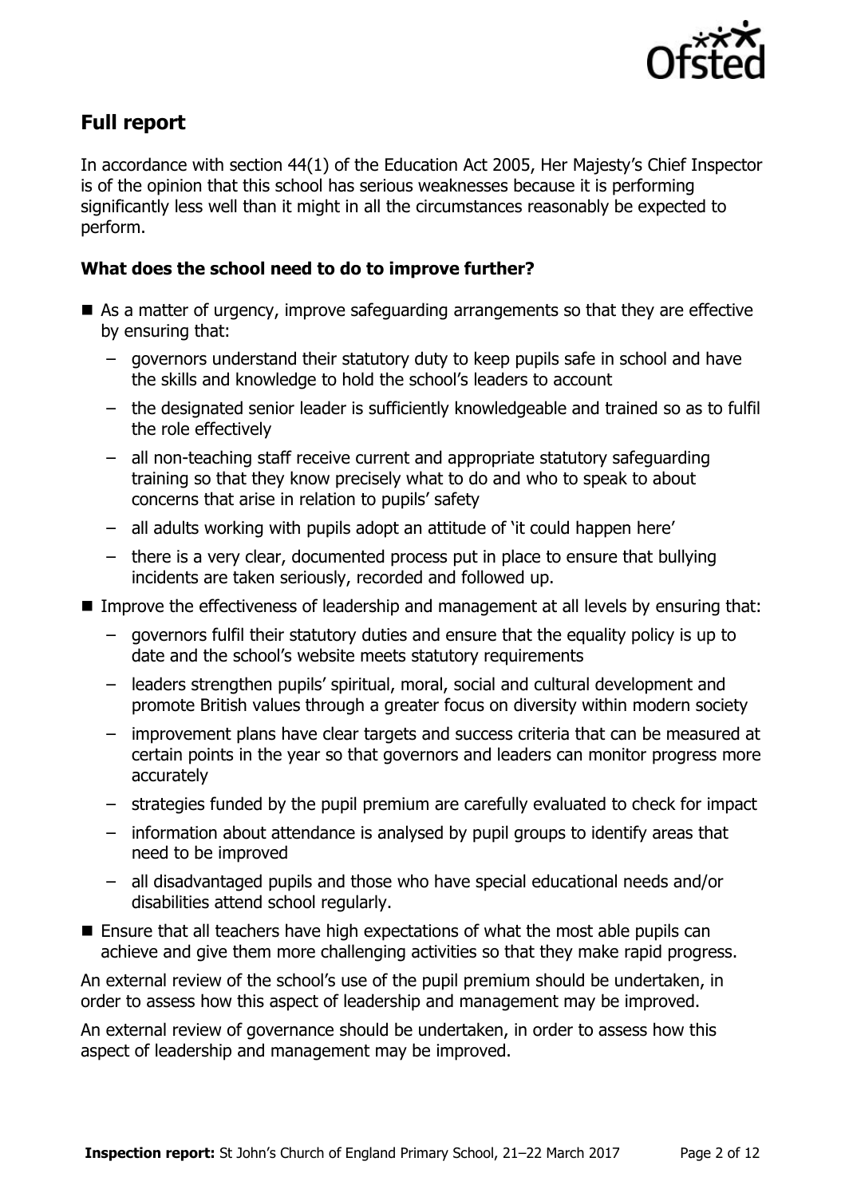## Full report

In accordance with section 44(1) of the Education Act 2005, Her Majesty's Chief Inspector is of the opinion that this school has serious weaknesses because it is performing significantly less well than it might in all the circumstances reasonably be expected to perform.

### What does the school need to do to improve further?

- As a matter of urgency, improve safeguarding arrangements so that they are effective by ensuring that:
  - governors understand their statutory duty to keep pupils safe in school and have the skills and knowledge to hold the school's leaders to account
  - the designated senior leader is sufficiently knowledgeable and trained so as to fulfil the role effectively
  - all non-teaching staff receive current and appropriate statutory safeguarding training so that they know precisely what to do and who to speak to about concerns that arise in relation to pupils' safety
  - all adults working with pupils adopt an attitude of 'it could happen here'
  - there is a very clear, documented process put in place to ensure that bullying incidents are taken seriously, recorded and followed up.
- Improve the effectiveness of leadership and management at all levels by ensuring that:
  - governors fulfil their statutory duties and ensure that the equality policy is up to date and the school's website meets statutory requirements
  - leaders strengthen pupils' spiritual, moral, social and cultural development and promote British values through a greater focus on diversity within modern society
  - improvement plans have clear targets and success criteria that can be measured at certain points in the year so that governors and leaders can monitor progress more accurately
  - strategies funded by the pupil premium are carefully evaluated to check for impact
  - information about attendance is analysed by pupil groups to identify areas that need to be improved
  - all disadvantaged pupils and those who have special educational needs and/or disabilities attend school regularly.
- Ensure that all teachers have high expectations of what the most able pupils can achieve and give them more challenging activities so that they make rapid progress.

An external review of the school's use of the pupil premium should be undertaken, in order to assess how this aspect of leadership and management may be improved.

An external review of governance should be undertaken, in order to assess how this aspect of leadership and management may be improved.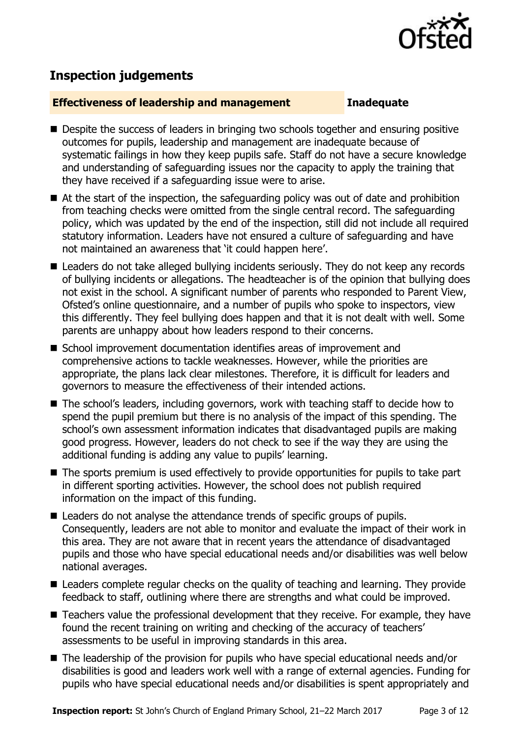## Inspection judgements

**Effectiveness of leadership and management** **Inadequate**

- Despite the success of leaders in bringing two schools together and ensuring positive outcomes for pupils, leadership and management are inadequate because of systematic failings in how they keep pupils safe. Staff do not have a secure knowledge and understanding of safeguarding issues nor the capacity to apply the training that they have received if a safeguarding issue were to arise.
- At the start of the inspection, the safeguarding policy was out of date and prohibition from teaching checks were omitted from the single central record. The safeguarding policy, which was updated by the end of the inspection, still did not include all required statutory information. Leaders have not ensured a culture of safeguarding and have not maintained an awareness that 'it could happen here'.
- Leaders do not take alleged bullying incidents seriously. They do not keep any records of bullying incidents or allegations. The headteacher is of the opinion that bullying does not exist in the school. A significant number of parents who responded to Parent View, Ofsted's online questionnaire, and a number of pupils who spoke to inspectors, view this differently. They feel bullying does happen and that it is not dealt with well. Some parents are unhappy about how leaders respond to their concerns.
- School improvement documentation identifies areas of improvement and comprehensive actions to tackle weaknesses. However, while the priorities are appropriate, the plans lack clear milestones. Therefore, it is difficult for leaders and governors to measure the effectiveness of their intended actions.
- The school's leaders, including governors, work with teaching staff to decide how to spend the pupil premium but there is no analysis of the impact of this spending. The school's own assessment information indicates that disadvantaged pupils are making good progress. However, leaders do not check to see if the way they are using the additional funding is adding any value to pupils' learning.
- The sports premium is used effectively to provide opportunities for pupils to take part in different sporting activities. However, the school does not publish required information on the impact of this funding.
- Leaders do not analyse the attendance trends of specific groups of pupils. Consequently, leaders are not able to monitor and evaluate the impact of their work in this area. They are not aware that in recent years the attendance of disadvantaged pupils and those who have special educational needs and/or disabilities was well below national averages.
- Leaders complete regular checks on the quality of teaching and learning. They provide feedback to staff, outlining where there are strengths and what could be improved.
- Teachers value the professional development that they receive. For example, they have found the recent training on writing and checking of the accuracy of teachers' assessments to be useful in improving standards in this area.
- The leadership of the provision for pupils who have special educational needs and/or disabilities is good and leaders work well with a range of external agencies. Funding for pupils who have special educational needs and/or disabilities is spent appropriately and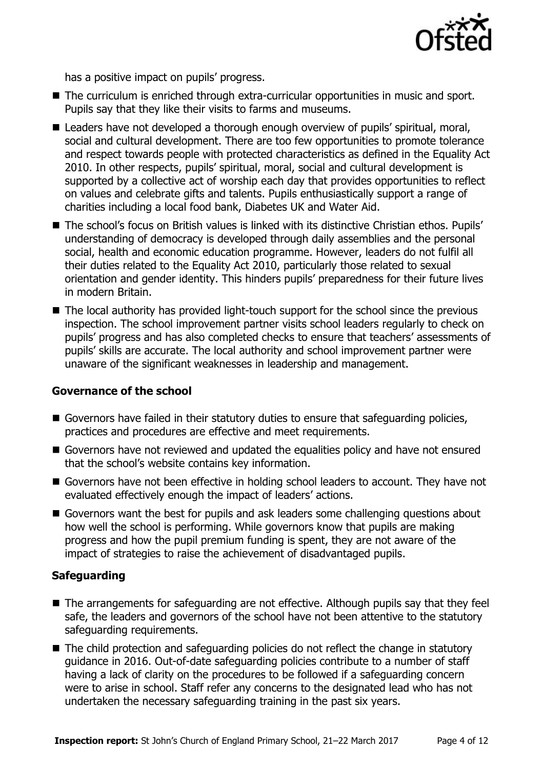has a positive impact on pupils' progress.

- The curriculum is enriched through extra-curricular opportunities in music and sport. Pupils say that they like their visits to farms and museums.
- Leaders have not developed a thorough enough overview of pupils' spiritual, moral, social and cultural development. There are too few opportunities to promote tolerance and respect towards people with protected characteristics as defined in the Equality Act 2010. In other respects, pupils' spiritual, moral, social and cultural development is supported by a collective act of worship each day that provides opportunities to reflect on values and celebrate gifts and talents. Pupils enthusiastically support a range of charities including a local food bank, Diabetes UK and Water Aid.
- The school's focus on British values is linked with its distinctive Christian ethos. Pupils' understanding of democracy is developed through daily assemblies and the personal social, health and economic education programme. However, leaders do not fulfil all their duties related to the Equality Act 2010, particularly those related to sexual orientation and gender identity. This hinders pupils' preparedness for their future lives in modern Britain.
- The local authority has provided light-touch support for the school since the previous inspection. The school improvement partner visits school leaders regularly to check on pupils' progress and has also completed checks to ensure that teachers' assessments of pupils' skills are accurate. The local authority and school improvement partner were unaware of the significant weaknesses in leadership and management.

### Governance of the school

- Governors have failed in their statutory duties to ensure that safeguarding policies, practices and procedures are effective and meet requirements.
- Governors have not reviewed and updated the equalities policy and have not ensured that the school's website contains key information.
- Governors have not been effective in holding school leaders to account. They have not evaluated effectively enough the impact of leaders' actions.
- Governors want the best for pupils and ask leaders some challenging questions about how well the school is performing. While governors know that pupils are making progress and how the pupil premium funding is spent, they are not aware of the impact of strategies to raise the achievement of disadvantaged pupils.

### Safeguarding

- The arrangements for safeguarding are not effective. Although pupils say that they feel safe, the leaders and governors of the school have not been attentive to the statutory safeguarding requirements.
- The child protection and safeguarding policies do not reflect the change in statutory guidance in 2016. Out-of-date safeguarding policies contribute to a number of staff having a lack of clarity on the procedures to be followed if a safeguarding concern were to arise in school. Staff refer any concerns to the designated lead who has not undertaken the necessary safeguarding training in the past six years.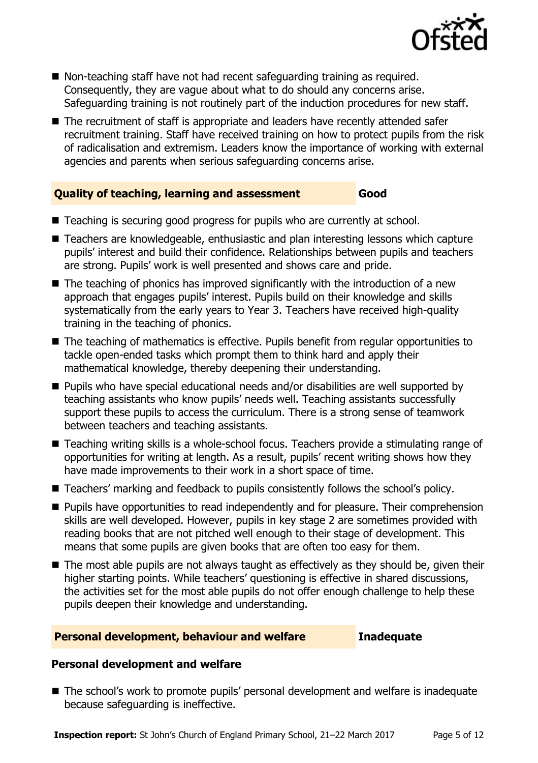- Non-teaching staff have not had recent safeguarding training as required. Consequently, they are vague about what to do should any concerns arise. Safeguarding training is not routinely part of the induction procedures for new staff.
- The recruitment of staff is appropriate and leaders have recently attended safer recruitment training. Staff have received training on how to protect pupils from the risk of radicalisation and extremism. Leaders know the importance of working with external agencies and parents when serious safeguarding concerns arise.

## Quality of teaching, learning and assessment — Good

- Teaching is securing good progress for pupils who are currently at school.
- Teachers are knowledgeable, enthusiastic and plan interesting lessons which capture pupils' interest and build their confidence. Relationships between pupils and teachers are strong. Pupils' work is well presented and shows care and pride.
- The teaching of phonics has improved significantly with the introduction of a new approach that engages pupils' interest. Pupils build on their knowledge and skills systematically from the early years to Year 3. Teachers have received high-quality training in the teaching of phonics.
- The teaching of mathematics is effective. Pupils benefit from regular opportunities to tackle open-ended tasks which prompt them to think hard and apply their mathematical knowledge, thereby deepening their understanding.
- Pupils who have special educational needs and/or disabilities are well supported by teaching assistants who know pupils' needs well. Teaching assistants successfully support these pupils to access the curriculum. There is a strong sense of teamwork between teachers and teaching assistants.
- Teaching writing skills is a whole-school focus. Teachers provide a stimulating range of opportunities for writing at length. As a result, pupils' recent writing shows how they have made improvements to their work in a short space of time.
- Teachers' marking and feedback to pupils consistently follows the school's policy.
- Pupils have opportunities to read independently and for pleasure. Their comprehension skills are well developed. However, pupils in key stage 2 are sometimes provided with reading books that are not pitched well enough to their stage of development. This means that some pupils are given books that are often too easy for them.
- The most able pupils are not always taught as effectively as they should be, given their higher starting points. While teachers' questioning is effective in shared discussions, the activities set for the most able pupils do not offer enough challenge to help these pupils deepen their knowledge and understanding.

## Personal development, behaviour and welfare — Inadequate

### Personal development and welfare

- The school's work to promote pupils' personal development and welfare is inadequate because safeguarding is ineffective.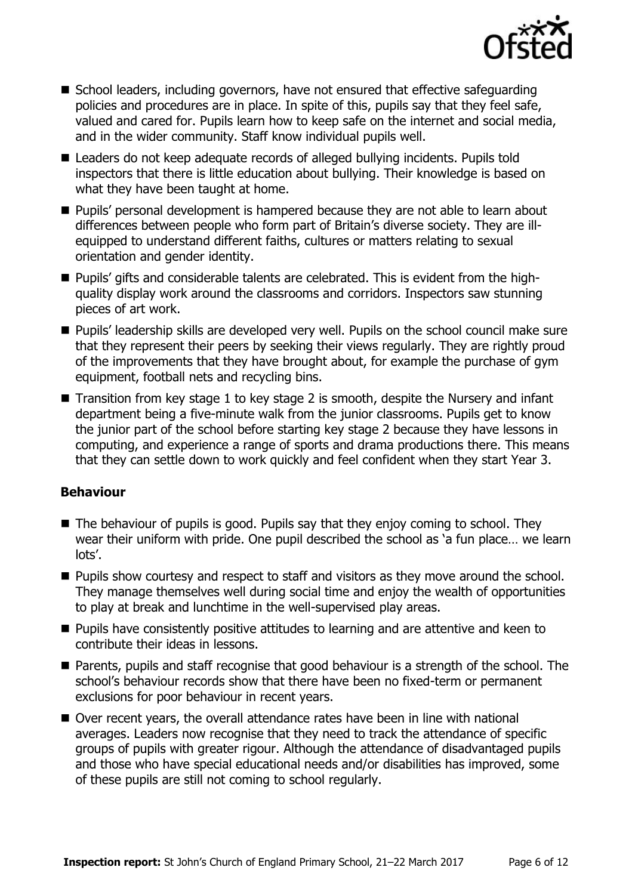- School leaders, including governors, have not ensured that effective safeguarding policies and procedures are in place. In spite of this, pupils say that they feel safe, valued and cared for. Pupils learn how to keep safe on the internet and social media, and in the wider community. Staff know individual pupils well.
- Leaders do not keep adequate records of alleged bullying incidents. Pupils told inspectors that there is little education about bullying. Their knowledge is based on what they have been taught at home.
- Pupils' personal development is hampered because they are not able to learn about differences between people who form part of Britain's diverse society. They are ill-equipped to understand different faiths, cultures or matters relating to sexual orientation and gender identity.
- Pupils' gifts and considerable talents are celebrated. This is evident from the high-quality display work around the classrooms and corridors. Inspectors saw stunning pieces of art work.
- Pupils' leadership skills are developed very well. Pupils on the school council make sure that they represent their peers by seeking their views regularly. They are rightly proud of the improvements that they have brought about, for example the purchase of gym equipment, football nets and recycling bins.
- Transition from key stage 1 to key stage 2 is smooth, despite the Nursery and infant department being a five-minute walk from the junior classrooms. Pupils get to know the junior part of the school before starting key stage 2 because they have lessons in computing, and experience a range of sports and drama productions there. This means that they can settle down to work quickly and feel confident when they start Year 3.

### Behaviour

- The behaviour of pupils is good. Pupils say that they enjoy coming to school. They wear their uniform with pride. One pupil described the school as 'a fun place… we learn lots'.
- Pupils show courtesy and respect to staff and visitors as they move around the school. They manage themselves well during social time and enjoy the wealth of opportunities to play at break and lunchtime in the well-supervised play areas.
- Pupils have consistently positive attitudes to learning and are attentive and keen to contribute their ideas in lessons.
- Parents, pupils and staff recognise that good behaviour is a strength of the school. The school's behaviour records show that there have been no fixed-term or permanent exclusions for poor behaviour in recent years.
- Over recent years, the overall attendance rates have been in line with national averages. Leaders now recognise that they need to track the attendance of specific groups of pupils with greater rigour. Although the attendance of disadvantaged pupils and those who have special educational needs and/or disabilities has improved, some of these pupils are still not coming to school regularly.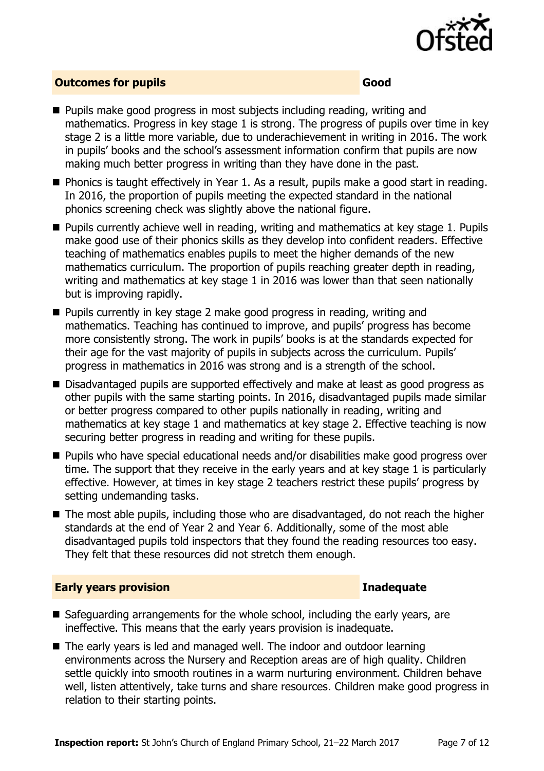## Outcomes for pupils — Good

- Pupils make good progress in most subjects including reading, writing and mathematics. Progress in key stage 1 is strong. The progress of pupils over time in key stage 2 is a little more variable, due to underachievement in writing in 2016. The work in pupils' books and the school's assessment information confirm that pupils are now making much better progress in writing than they have done in the past.
- Phonics is taught effectively in Year 1. As a result, pupils make a good start in reading. In 2016, the proportion of pupils meeting the expected standard in the national phonics screening check was slightly above the national figure.
- Pupils currently achieve well in reading, writing and mathematics at key stage 1. Pupils make good use of their phonics skills as they develop into confident readers. Effective teaching of mathematics enables pupils to meet the higher demands of the new mathematics curriculum. The proportion of pupils reaching greater depth in reading, writing and mathematics at key stage 1 in 2016 was lower than that seen nationally but is improving rapidly.
- Pupils currently in key stage 2 make good progress in reading, writing and mathematics. Teaching has continued to improve, and pupils' progress has become more consistently strong. The work in pupils' books is at the standards expected for their age for the vast majority of pupils in subjects across the curriculum. Pupils' progress in mathematics in 2016 was strong and is a strength of the school.
- Disadvantaged pupils are supported effectively and make at least as good progress as other pupils with the same starting points. In 2016, disadvantaged pupils made similar or better progress compared to other pupils nationally in reading, writing and mathematics at key stage 1 and mathematics at key stage 2. Effective teaching is now securing better progress in reading and writing for these pupils.
- Pupils who have special educational needs and/or disabilities make good progress over time. The support that they receive in the early years and at key stage 1 is particularly effective. However, at times in key stage 2 teachers restrict these pupils' progress by setting undemanding tasks.
- The most able pupils, including those who are disadvantaged, do not reach the higher standards at the end of Year 2 and Year 6. Additionally, some of the most able disadvantaged pupils told inspectors that they found the reading resources too easy. They felt that these resources did not stretch them enough.

## Early years provision — Inadequate

- Safeguarding arrangements for the whole school, including the early years, are ineffective. This means that the early years provision is inadequate.
- The early years is led and managed well. The indoor and outdoor learning environments across the Nursery and Reception areas are of high quality. Children settle quickly into smooth routines in a warm nurturing environment. Children behave well, listen attentively, take turns and share resources. Children make good progress in relation to their starting points.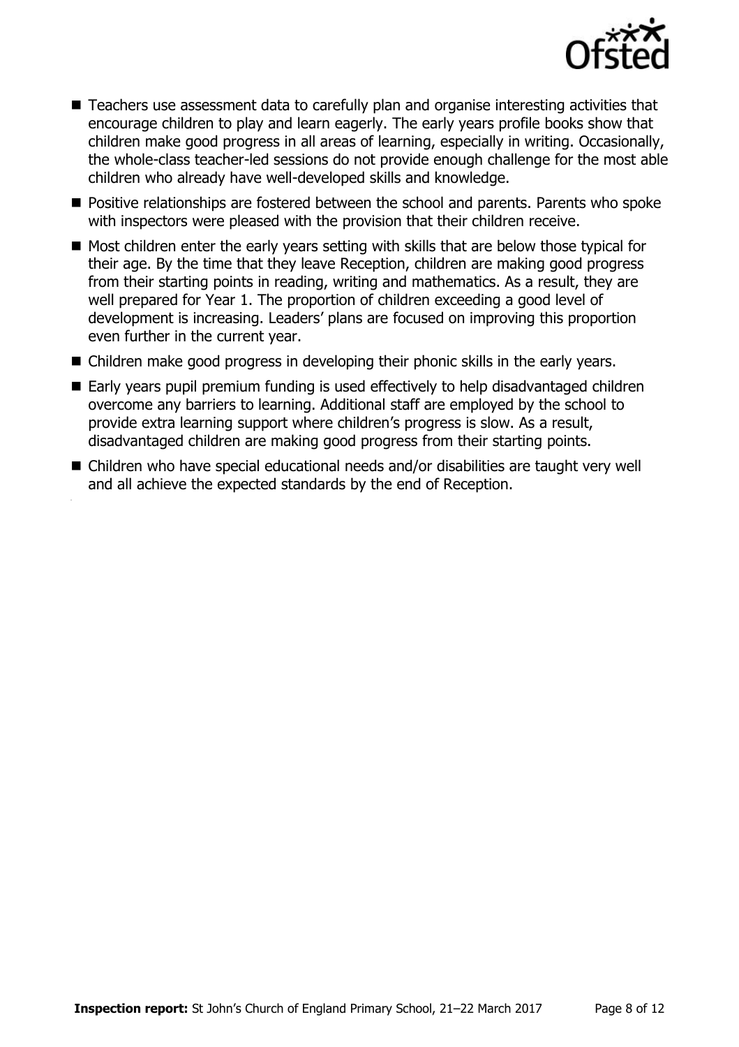- Teachers use assessment data to carefully plan and organise interesting activities that encourage children to play and learn eagerly. The early years profile books show that children make good progress in all areas of learning, especially in writing. Occasionally, the whole-class teacher-led sessions do not provide enough challenge for the most able children who already have well-developed skills and knowledge.
- Positive relationships are fostered between the school and parents. Parents who spoke with inspectors were pleased with the provision that their children receive.
- Most children enter the early years setting with skills that are below those typical for their age. By the time that they leave Reception, children are making good progress from their starting points in reading, writing and mathematics. As a result, they are well prepared for Year 1. The proportion of children exceeding a good level of development is increasing. Leaders' plans are focused on improving this proportion even further in the current year.
- Children make good progress in developing their phonic skills in the early years.
- Early years pupil premium funding is used effectively to help disadvantaged children overcome any barriers to learning. Additional staff are employed by the school to provide extra learning support where children's progress is slow. As a result, disadvantaged children are making good progress from their starting points.
- Children who have special educational needs and/or disabilities are taught very well and all achieve the expected standards by the end of Reception.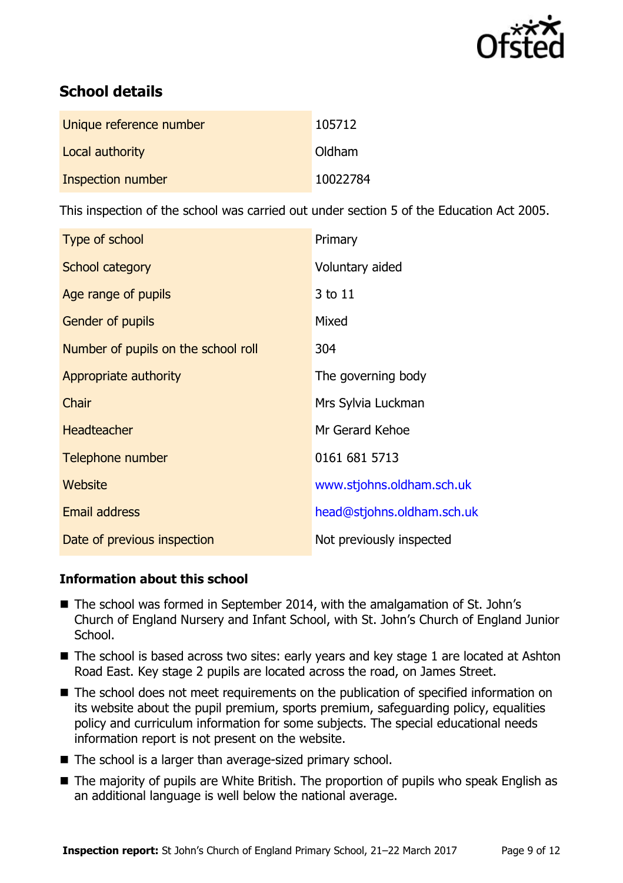## School details

| | |
|---|---|
| Unique reference number | 105712 |
| Local authority | Oldham |
| Inspection number | 10022784 |

This inspection of the school was carried out under section 5 of the Education Act 2005.

| | |
|---|---|
| Type of school | Primary |
| School category | Voluntary aided |
| Age range of pupils | 3 to 11 |
| Gender of pupils | Mixed |
| Number of pupils on the school roll | 304 |
| Appropriate authority | The governing body |
| Chair | Mrs Sylvia Luckman |
| Headteacher | Mr Gerard Kehoe |
| Telephone number | 0161 681 5713 |
| Website | www.stjohns.oldham.sch.uk |
| Email address | head@stjohns.oldham.sch.uk |
| Date of previous inspection | Not previously inspected |

### Information about this school

- The school was formed in September 2014, with the amalgamation of St. John's Church of England Nursery and Infant School, with St. John's Church of England Junior School.
- The school is based across two sites: early years and key stage 1 are located at Ashton Road East. Key stage 2 pupils are located across the road, on James Street.
- The school does not meet requirements on the publication of specified information on its website about the pupil premium, sports premium, safeguarding policy, equalities policy and curriculum information for some subjects. The special educational needs information report is not present on the website.
- The school is a larger than average-sized primary school.
- The majority of pupils are White British. The proportion of pupils who speak English as an additional language is well below the national average.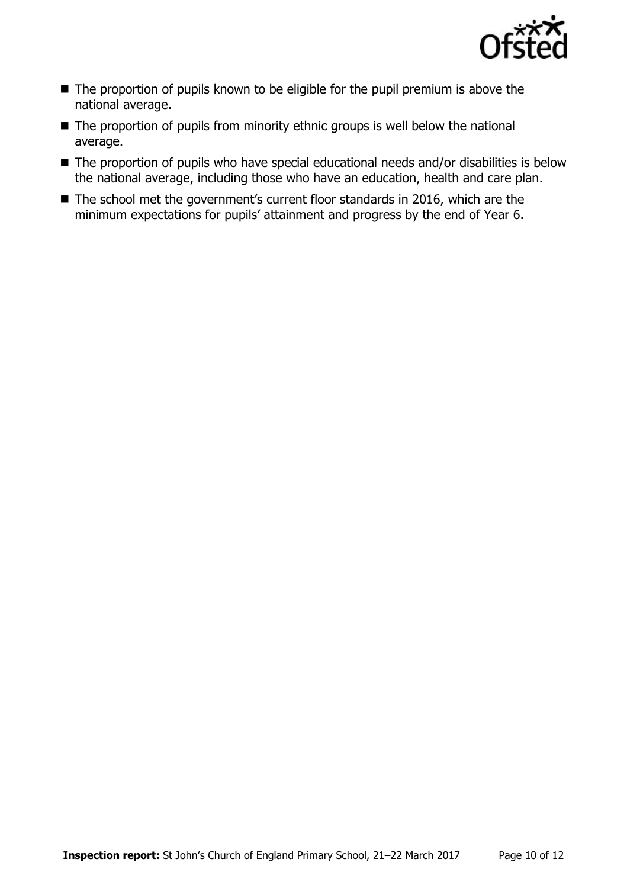- The proportion of pupils known to be eligible for the pupil premium is above the national average.
- The proportion of pupils from minority ethnic groups is well below the national average.
- The proportion of pupils who have special educational needs and/or disabilities is below the national average, including those who have an education, health and care plan.
- The school met the government's current floor standards in 2016, which are the minimum expectations for pupils' attainment and progress by the end of Year 6.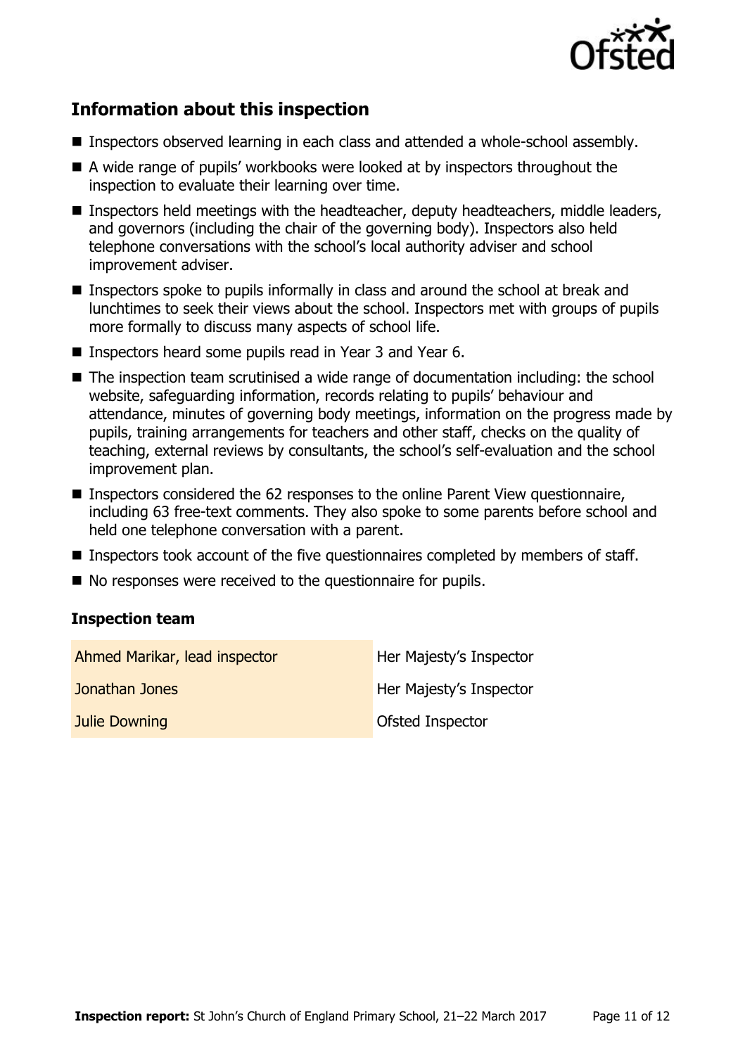## Information about this inspection

- Inspectors observed learning in each class and attended a whole-school assembly.
- A wide range of pupils' workbooks were looked at by inspectors throughout the inspection to evaluate their learning over time.
- Inspectors held meetings with the headteacher, deputy headteachers, middle leaders, and governors (including the chair of the governing body). Inspectors also held telephone conversations with the school's local authority adviser and school improvement adviser.
- Inspectors spoke to pupils informally in class and around the school at break and lunchtimes to seek their views about the school. Inspectors met with groups of pupils more formally to discuss many aspects of school life.
- Inspectors heard some pupils read in Year 3 and Year 6.
- The inspection team scrutinised a wide range of documentation including: the school website, safeguarding information, records relating to pupils' behaviour and attendance, minutes of governing body meetings, information on the progress made by pupils, training arrangements for teachers and other staff, checks on the quality of teaching, external reviews by consultants, the school's self-evaluation and the school improvement plan.
- Inspectors considered the 62 responses to the online Parent View questionnaire, including 63 free-text comments. They also spoke to some parents before school and held one telephone conversation with a parent.
- Inspectors took account of the five questionnaires completed by members of staff.
- No responses were received to the questionnaire for pupils.

### Inspection team

| | |
|---|---|
| Ahmed Marikar, lead inspector | Her Majesty's Inspector |
| Jonathan Jones | Her Majesty's Inspector |
| Julie Downing | Ofsted Inspector |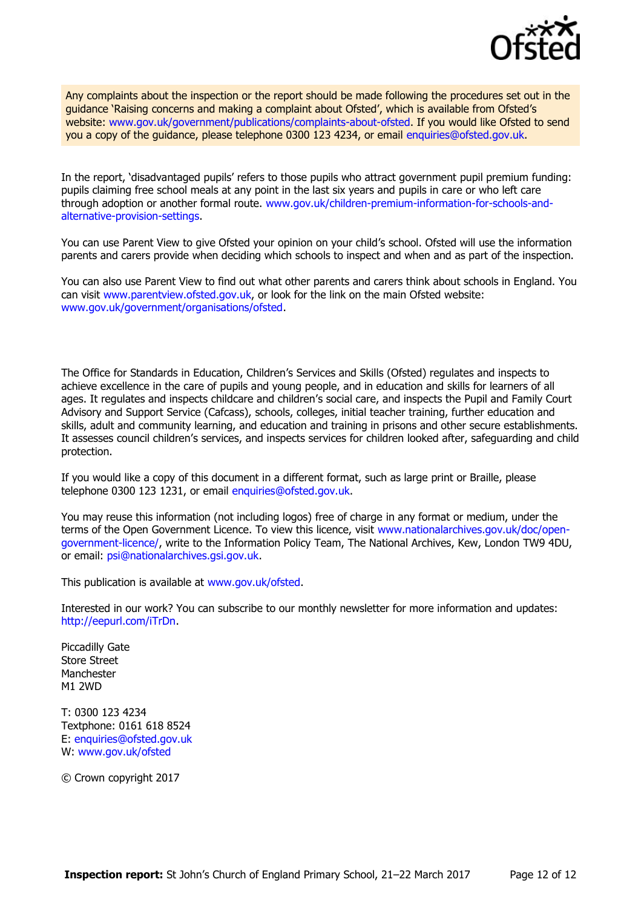Any complaints about the inspection or the report should be made following the procedures set out in the guidance 'Raising concerns and making a complaint about Ofsted', which is available from Ofsted's website: www.gov.uk/government/publications/complaints-about-ofsted. If you would like Ofsted to send you a copy of the guidance, please telephone 0300 123 4234, or email enquiries@ofsted.gov.uk.

In the report, 'disadvantaged pupils' refers to those pupils who attract government pupil premium funding: pupils claiming free school meals at any point in the last six years and pupils in care or who left care through adoption or another formal route. www.gov.uk/children-premium-information-for-schools-and-alternative-provision-settings.

You can use Parent View to give Ofsted your opinion on your child's school. Ofsted will use the information parents and carers provide when deciding which schools to inspect and when and as part of the inspection.

You can also use Parent View to find out what other parents and carers think about schools in England. You can visit www.parentview.ofsted.gov.uk, or look for the link on the main Ofsted website: www.gov.uk/government/organisations/ofsted.

The Office for Standards in Education, Children's Services and Skills (Ofsted) regulates and inspects to achieve excellence in the care of pupils and young people, and in education and skills for learners of all ages. It regulates and inspects childcare and children's social care, and inspects the Pupil and Family Court Advisory and Support Service (Cafcass), schools, colleges, initial teacher training, further education and skills, adult and community learning, and education and training in prisons and other secure establishments. It assesses council children's services, and inspects services for children looked after, safeguarding and child protection.

If you would like a copy of this document in a different format, such as large print or Braille, please telephone 0300 123 1231, or email enquiries@ofsted.gov.uk.

You may reuse this information (not including logos) free of charge in any format or medium, under the terms of the Open Government Licence. To view this licence, visit www.nationalarchives.gov.uk/doc/open-government-licence/, write to the Information Policy Team, The National Archives, Kew, London TW9 4DU, or email: psi@nationalarchives.gsi.gov.uk.

This publication is available at www.gov.uk/ofsted.

Interested in our work? You can subscribe to our monthly newsletter for more information and updates: http://eepurl.com/iTrDn.

Piccadilly Gate
Store Street
Manchester
M1 2WD

T: 0300 123 4234
Textphone: 0161 618 8524
E: enquiries@ofsted.gov.uk
W: www.gov.uk/ofsted

© Crown copyright 2017